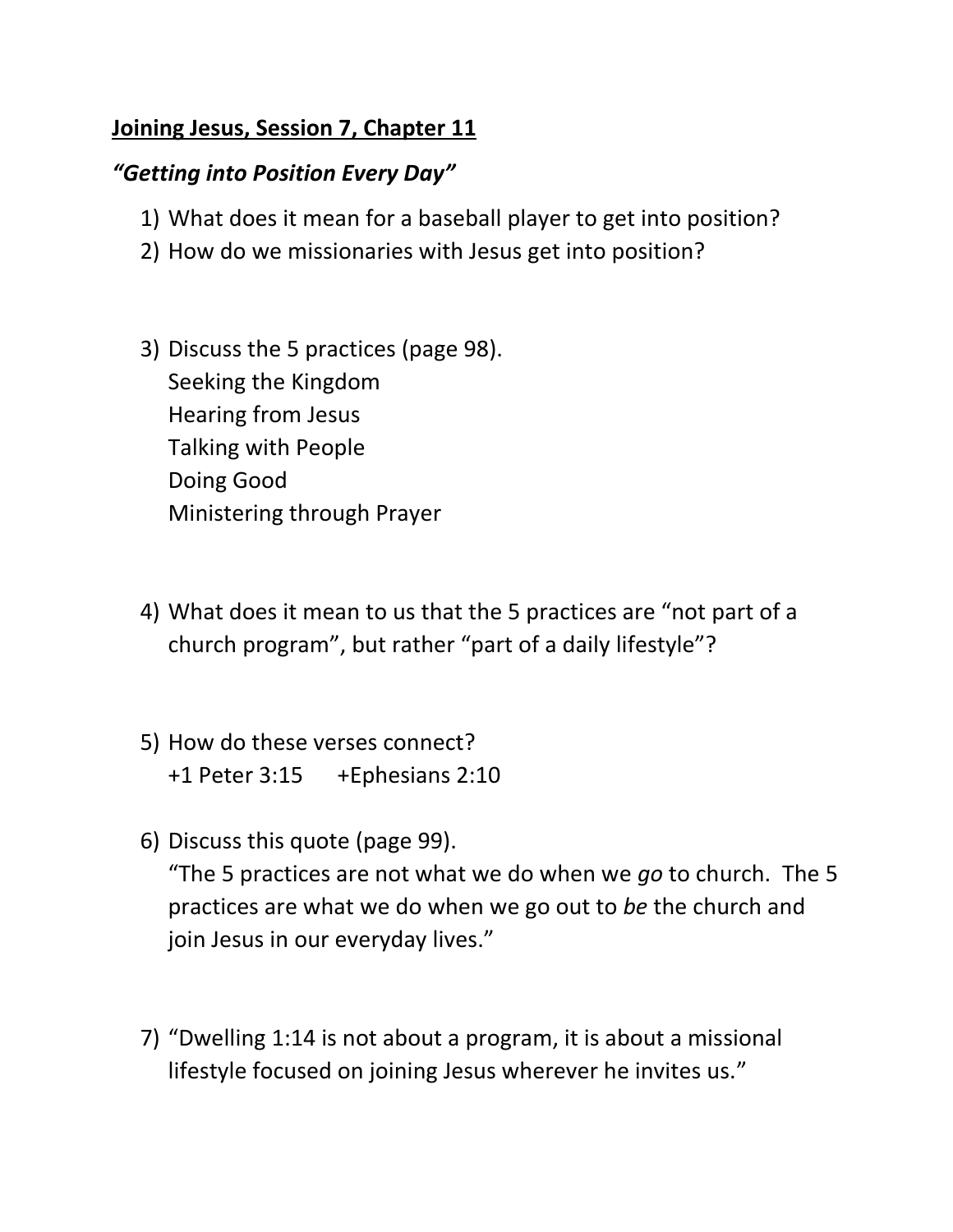**<u>Joining Jesus, Session 7, Chapter 11</u>**

***"Getting into Position Every Day"***

1) What does it mean for a baseball player to get into position?
2) How do we missionaries with Jesus get into position?

3) Discuss the 5 practices (page 98).
   Seeking the Kingdom
   Hearing from Jesus
   Talking with People
   Doing Good
   Ministering through Prayer

4) What does it mean to us that the 5 practices are "not part of a church program", but rather "part of a daily lifestyle"?

5) How do these verses connect?
   +1 Peter 3:15 +Ephesians 2:10

6) Discuss this quote (page 99).
   "The 5 practices are not what we do when we *go* to church. The 5 practices are what we do when we go out to *be* the church and join Jesus in our everyday lives."

7) "Dwelling 1:14 is not about a program, it is about a missional lifestyle focused on joining Jesus wherever he invites us."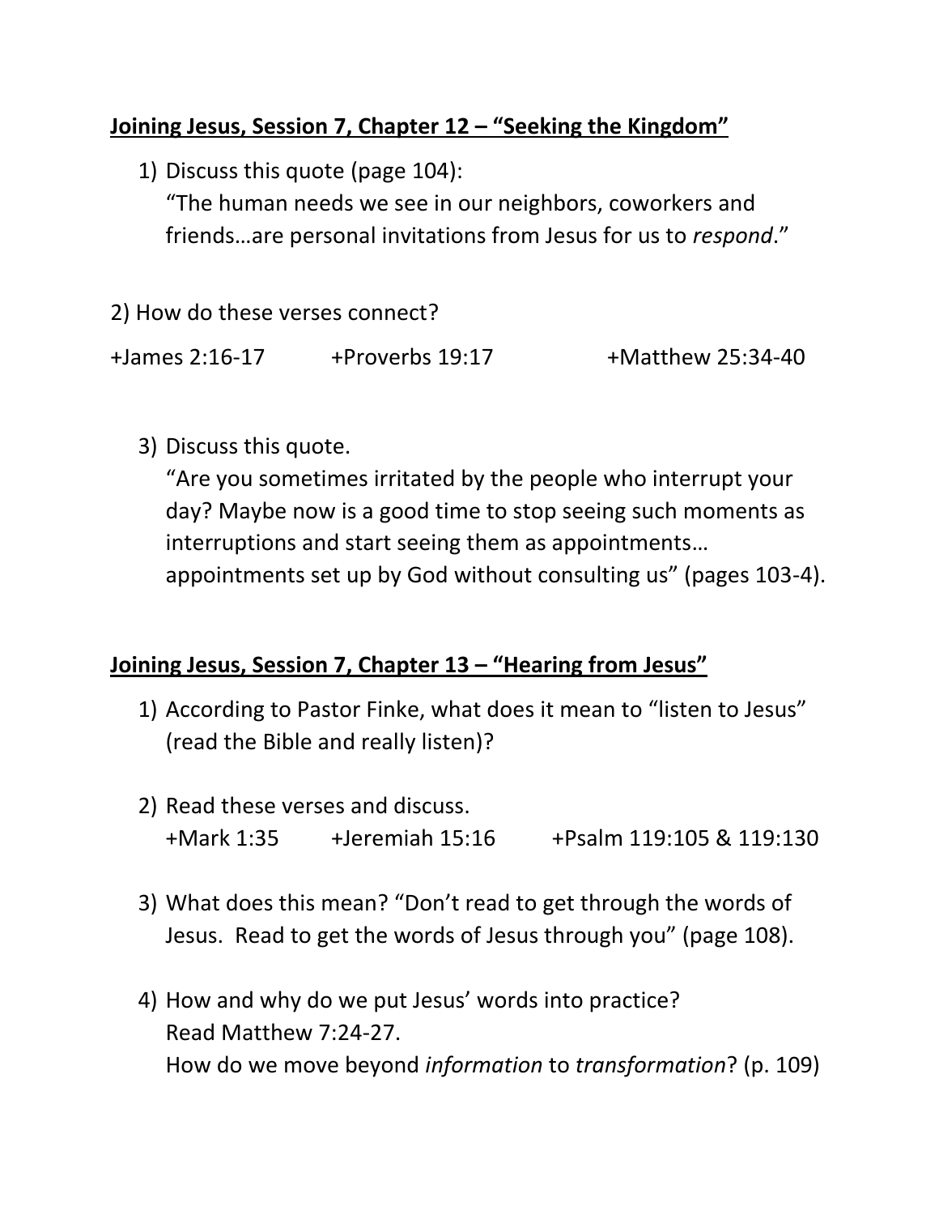**Joining Jesus, Session 7, Chapter 12 – "Seeking the Kingdom"**

1) Discuss this quote (page 104):
   "The human needs we see in our neighbors, coworkers and friends…are personal invitations from Jesus for us to *respond*."

2) How do these verses connect?

+James 2:16-17 +Proverbs 19:17 +Matthew 25:34-40

3) Discuss this quote.
   "Are you sometimes irritated by the people who interrupt your day? Maybe now is a good time to stop seeing such moments as interruptions and start seeing them as appointments… appointments set up by God without consulting us" (pages 103-4).

**Joining Jesus, Session 7, Chapter 13 – "Hearing from Jesus"**

1) According to Pastor Finke, what does it mean to "listen to Jesus" (read the Bible and really listen)?

2) Read these verses and discuss.
   +Mark 1:35 +Jeremiah 15:16 +Psalm 119:105 & 119:130

3) What does this mean? "Don't read to get through the words of Jesus. Read to get the words of Jesus through you" (page 108).

4) How and why do we put Jesus' words into practice?
   Read Matthew 7:24-27.
   How do we move beyond *information* to *transformation*? (p. 109)